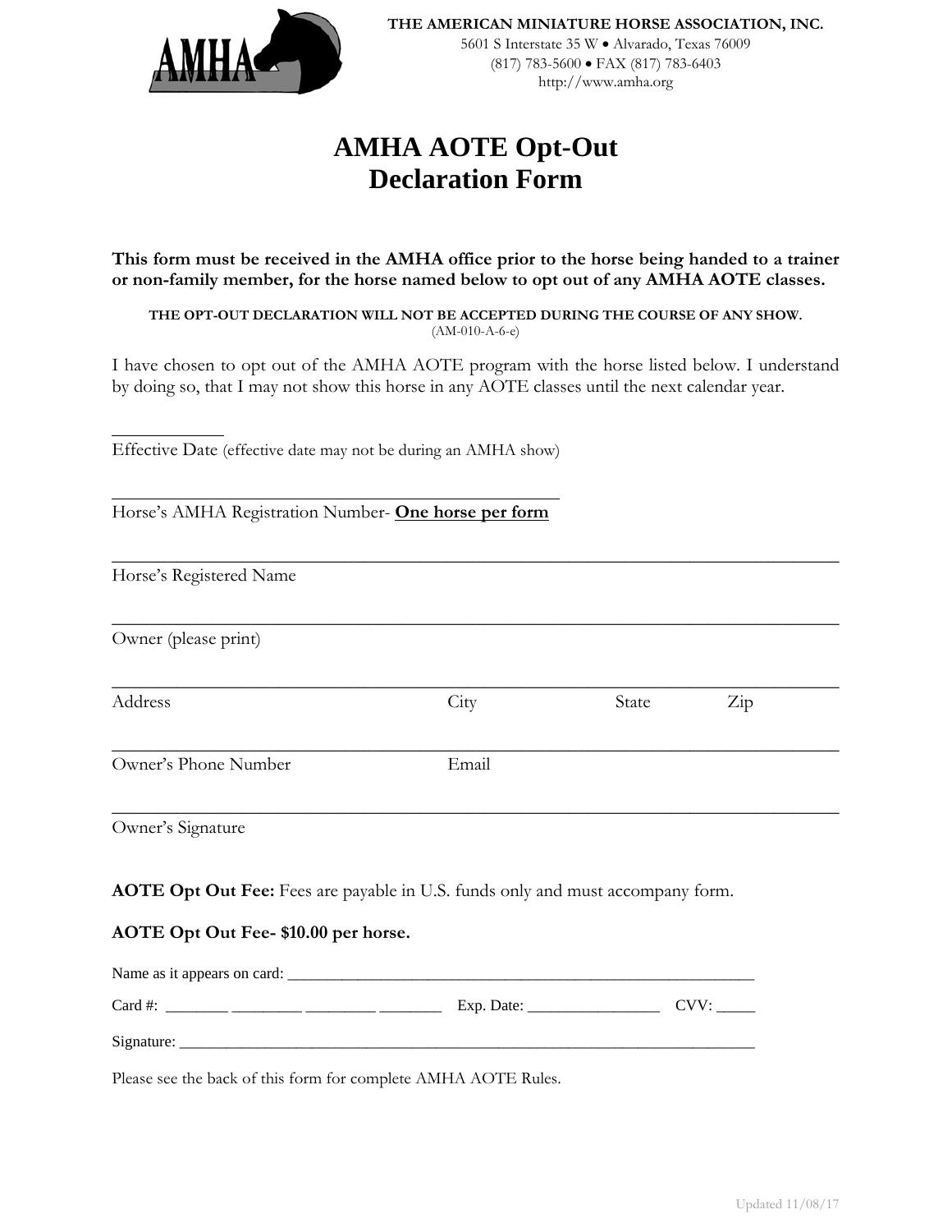**THE AMERICAN MINIATURE HORSE ASSOCIATION, INC.**
5601 S Interstate 35 W • Alvarado, Texas 76009
(817) 783-5600 • FAX (817) 783-6403
http://www.amha.org

# AMHA AOTE Opt-Out Declaration Form

**This form must be received in the AMHA office prior to the horse being handed to a trainer or non-family member, for the horse named below to opt out of any AMHA AOTE classes.**

**THE OPT-OUT DECLARATION WILL NOT BE ACCEPTED DURING THE COURSE OF ANY SHOW.**
(AM-010-A-6-e)

I have chosen to opt out of the AMHA AOTE program with the horse listed below. I understand by doing so, that I may not show this horse in any AOTE classes until the next calendar year.

____________
Effective Date (effective date may not be during an AMHA show)

________________________________________________
Horse's AMHA Registration Number- **One horse per form**

________________________________________________________________________________
Horse's Registered Name

________________________________________________________________________________
Owner (please print)

________________________________________________________________________________
Address City State Zip

________________________________________________________________________________
Owner's Phone Number Email

________________________________________________________________________________
Owner's Signature

**AOTE Opt Out Fee:** Fees are payable in U.S. funds only and must accompany form.

**AOTE Opt Out Fee- $10.00 per horse.**

Name as it appears on card: ____________________________________________________________

Card #: ________ _________ _________ ________ Exp. Date: ________________ CVV: _____

Signature: ______________________________________________________________________________

Please see the back of this form for complete AMHA AOTE Rules.

Updated 11/08/17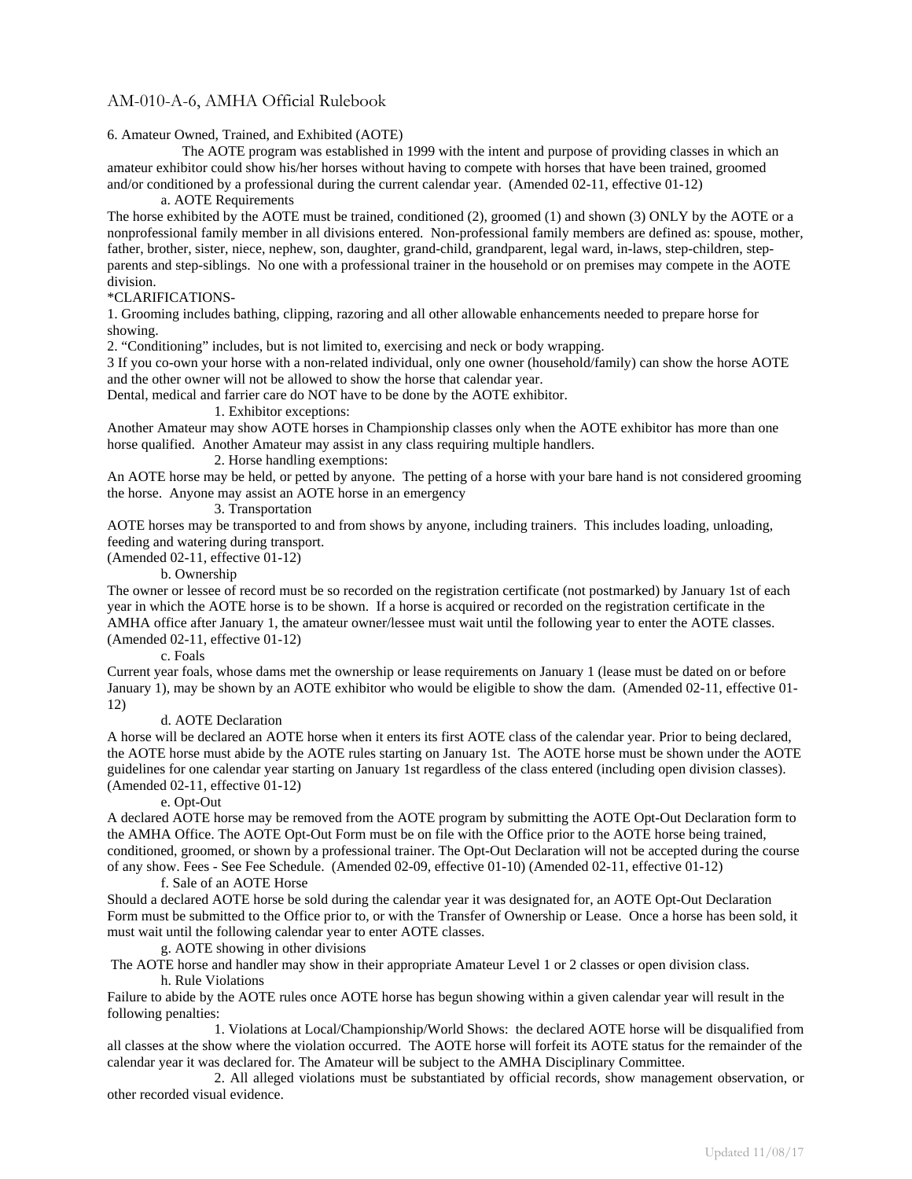# AM-010-A-6, AMHA Official Rulebook

6. Amateur Owned, Trained, and Exhibited (AOTE)

The AOTE program was established in 1999 with the intent and purpose of providing classes in which an amateur exhibitor could show his/her horses without having to compete with horses that have been trained, groomed and/or conditioned by a professional during the current calendar year. (Amended 02-11, effective 01-12)

a. AOTE Requirements

The horse exhibited by the AOTE must be trained, conditioned (2), groomed (1) and shown (3) ONLY by the AOTE or a nonprofessional family member in all divisions entered. Non-professional family members are defined as: spouse, mother, father, brother, sister, niece, nephew, son, daughter, grand-child, grandparent, legal ward, in-laws, step-children, step-parents and step-siblings. No one with a professional trainer in the household or on premises may compete in the AOTE division.

*CLARIFICATIONS-

1. Grooming includes bathing, clipping, razoring and all other allowable enhancements needed to prepare horse for showing.
2. "Conditioning" includes, but is not limited to, exercising and neck or body wrapping.
3 If you co-own your horse with a non-related individual, only one owner (household/family) can show the horse AOTE and the other owner will not be allowed to show the horse that calendar year.

Dental, medical and farrier care do NOT have to be done by the AOTE exhibitor.

1. Exhibitor exceptions:

Another Amateur may show AOTE horses in Championship classes only when the AOTE exhibitor has more than one horse qualified. Another Amateur may assist in any class requiring multiple handlers.

2. Horse handling exemptions:

An AOTE horse may be held, or petted by anyone. The petting of a horse with your bare hand is not considered grooming the horse. Anyone may assist an AOTE horse in an emergency

3. Transportation

AOTE horses may be transported to and from shows by anyone, including trainers. This includes loading, unloading, feeding and watering during transport.

(Amended 02-11, effective 01-12)

b. Ownership

The owner or lessee of record must be so recorded on the registration certificate (not postmarked) by January 1st of each year in which the AOTE horse is to be shown. If a horse is acquired or recorded on the registration certificate in the AMHA office after January 1, the amateur owner/lessee must wait until the following year to enter the AOTE classes. (Amended 02-11, effective 01-12)

c. Foals

Current year foals, whose dams met the ownership or lease requirements on January 1 (lease must be dated on or before January 1), may be shown by an AOTE exhibitor who would be eligible to show the dam. (Amended 02-11, effective 01-12)

d. AOTE Declaration

A horse will be declared an AOTE horse when it enters its first AOTE class of the calendar year. Prior to being declared, the AOTE horse must abide by the AOTE rules starting on January 1st. The AOTE horse must be shown under the AOTE guidelines for one calendar year starting on January 1st regardless of the class entered (including open division classes). (Amended 02-11, effective 01-12)

e. Opt-Out

A declared AOTE horse may be removed from the AOTE program by submitting the AOTE Opt-Out Declaration form to the AMHA Office. The AOTE Opt-Out Form must be on file with the Office prior to the AOTE horse being trained, conditioned, groomed, or shown by a professional trainer. The Opt-Out Declaration will not be accepted during the course of any show. Fees - See Fee Schedule. (Amended 02-09, effective 01-10) (Amended 02-11, effective 01-12)

f. Sale of an AOTE Horse

Should a declared AOTE horse be sold during the calendar year it was designated for, an AOTE Opt-Out Declaration Form must be submitted to the Office prior to, or with the Transfer of Ownership or Lease. Once a horse has been sold, it must wait until the following calendar year to enter AOTE classes.

g. AOTE showing in other divisions

The AOTE horse and handler may show in their appropriate Amateur Level 1 or 2 classes or open division class.

h. Rule Violations

Failure to abide by the AOTE rules once AOTE horse has begun showing within a given calendar year will result in the following penalties:

1. Violations at Local/Championship/World Shows: the declared AOTE horse will be disqualified from all classes at the show where the violation occurred. The AOTE horse will forfeit its AOTE status for the remainder of the calendar year it was declared for. The Amateur will be subject to the AMHA Disciplinary Committee.

2. All alleged violations must be substantiated by official records, show management observation, or other recorded visual evidence.

Updated 11/08/17